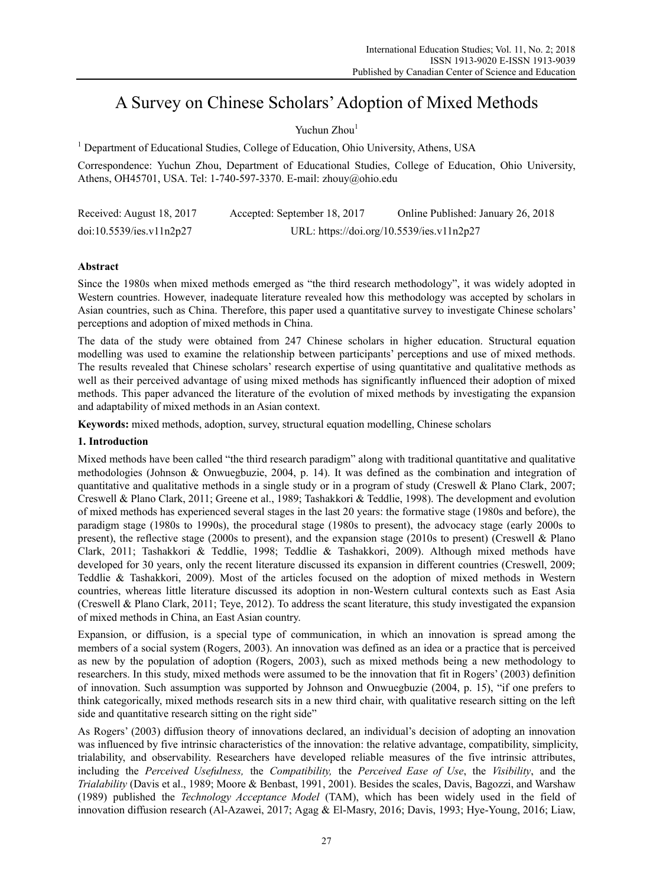# A Survey on Chinese Scholars' Adoption of Mixed Methods

Yuchun Zhou[1]

[1] Department of Educational Studies, College of Education, Ohio University, Athens, USA

Correspondence: Yuchun Zhou, Department of Educational Studies, College of Education, Ohio University, Athens, OH45701, USA. Tel: 1-740-597-3370. E-mail: zhouy@ohio.edu

Received: August 18, 2017 Accepted: September 18, 2017 Online Published: January 26, 2018

doi:10.5539/ies.v11n2p27 URL: https://doi.org/10.5539/ies.v11n2p27

## Abstract

Since the 1980s when mixed methods emerged as "the third research methodology", it was widely adopted in Western countries. However, inadequate literature revealed how this methodology was accepted by scholars in Asian countries, such as China. Therefore, this paper used a quantitative survey to investigate Chinese scholars' perceptions and adoption of mixed methods in China.

The data of the study were obtained from 247 Chinese scholars in higher education. Structural equation modelling was used to examine the relationship between participants' perceptions and use of mixed methods. The results revealed that Chinese scholars' research expertise of using quantitative and qualitative methods as well as their perceived advantage of using mixed methods has significantly influenced their adoption of mixed methods. This paper advanced the literature of the evolution of mixed methods by investigating the expansion and adaptability of mixed methods in an Asian context.

**Keywords:** mixed methods, adoption, survey, structural equation modelling, Chinese scholars

## 1. Introduction

Mixed methods have been called "the third research paradigm" along with traditional quantitative and qualitative methodologies (Johnson & Onwuegbuzie, 2004, p. 14). It was defined as the combination and integration of quantitative and qualitative methods in a single study or in a program of study (Creswell & Plano Clark, 2007; Creswell & Plano Clark, 2011; Greene et al., 1989; Tashakkori & Teddlie, 1998). The development and evolution of mixed methods has experienced several stages in the last 20 years: the formative stage (1980s and before), the paradigm stage (1980s to 1990s), the procedural stage (1980s to present), the advocacy stage (early 2000s to present), the reflective stage (2000s to present), and the expansion stage (2010s to present) (Creswell & Plano Clark, 2011; Tashakkori & Teddlie, 1998; Teddlie & Tashakkori, 2009). Although mixed methods have developed for 30 years, only the recent literature discussed its expansion in different countries (Creswell, 2009; Teddlie & Tashakkori, 2009). Most of the articles focused on the adoption of mixed methods in Western countries, whereas little literature discussed its adoption in non-Western cultural contexts such as East Asia (Creswell & Plano Clark, 2011; Teye, 2012). To address the scant literature, this study investigated the expansion of mixed methods in China, an East Asian country.

Expansion, or diffusion, is a special type of communication, in which an innovation is spread among the members of a social system (Rogers, 2003). An innovation was defined as an idea or a practice that is perceived as new by the population of adoption (Rogers, 2003), such as mixed methods being a new methodology to researchers. In this study, mixed methods were assumed to be the innovation that fit in Rogers' (2003) definition of innovation. Such assumption was supported by Johnson and Onwuegbuzie (2004, p. 15), "if one prefers to think categorically, mixed methods research sits in a new third chair, with qualitative research sitting on the left side and quantitative research sitting on the right side"

As Rogers' (2003) diffusion theory of innovations declared, an individual's decision of adopting an innovation was influenced by five intrinsic characteristics of the innovation: the relative advantage, compatibility, simplicity, trialability, and observability. Researchers have developed reliable measures of the five intrinsic attributes, including the *Perceived Usefulness,* the *Compatibility,* the *Perceived Ease of Use*, the *Visibility*, and the *Trialability* (Davis et al., 1989; Moore & Benbast, 1991, 2001). Besides the scales, Davis, Bagozzi, and Warshaw (1989) published the *Technology Acceptance Model* (TAM), which has been widely used in the field of innovation diffusion research (Al-Azawei, 2017; Agag & El-Masry, 2016; Davis, 1993; Hye-Young, 2016; Liaw,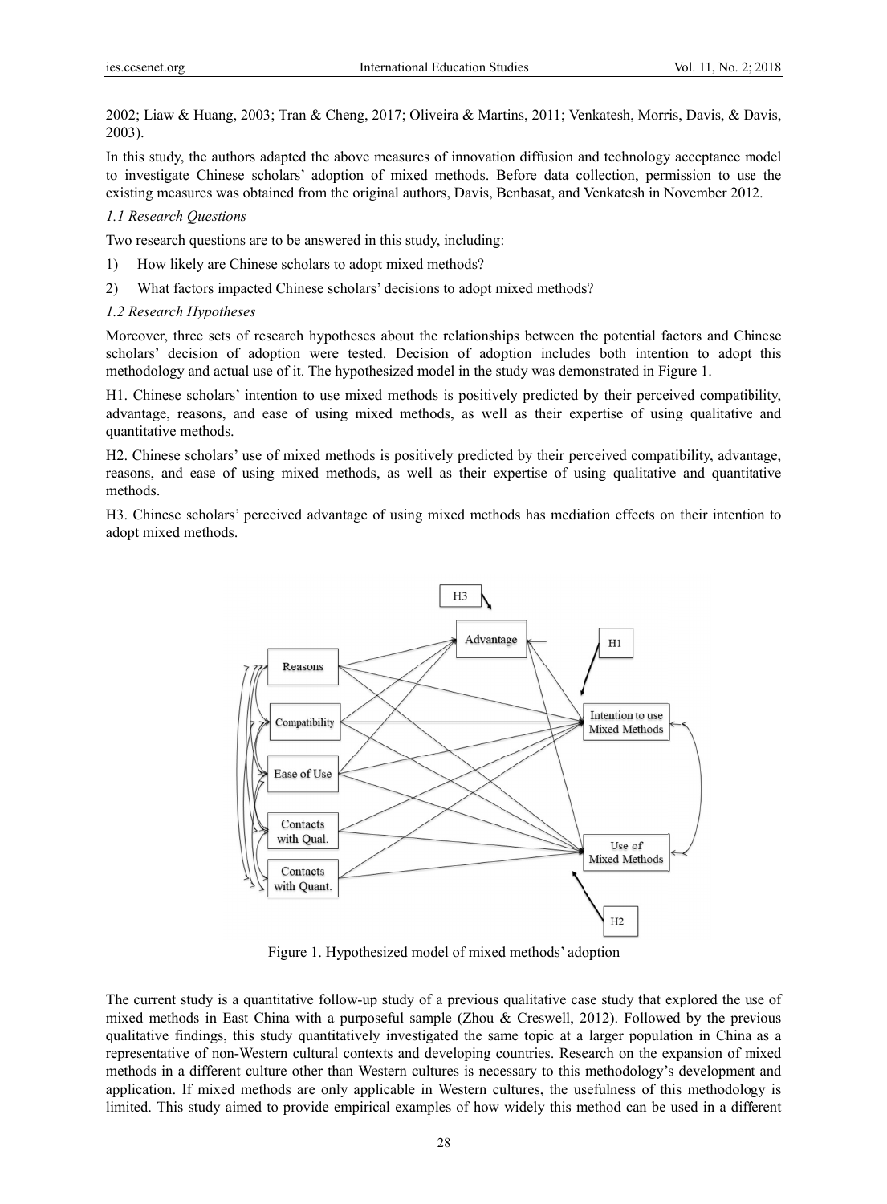2002; Liaw & Huang, 2003; Tran & Cheng, 2017; Oliveira & Martins, 2011; Venkatesh, Morris, Davis, & Davis, 2003).

In this study, the authors adapted the above measures of innovation diffusion and technology acceptance model to investigate Chinese scholars' adoption of mixed methods. Before data collection, permission to use the existing measures was obtained from the original authors, Davis, Benbasat, and Venkatesh in November 2012.

### *1.1 Research Questions*

Two research questions are to be answered in this study, including:

1) How likely are Chinese scholars to adopt mixed methods?

2) What factors impacted Chinese scholars' decisions to adopt mixed methods?

### *1.2 Research Hypotheses*

Moreover, three sets of research hypotheses about the relationships between the potential factors and Chinese scholars' decision of adoption were tested. Decision of adoption includes both intention to adopt this methodology and actual use of it. The hypothesized model in the study was demonstrated in Figure 1.

H1. Chinese scholars' intention to use mixed methods is positively predicted by their perceived compatibility, advantage, reasons, and ease of using mixed methods, as well as their expertise of using qualitative and quantitative methods.

H2. Chinese scholars' use of mixed methods is positively predicted by their perceived compatibility, advantage, reasons, and ease of using mixed methods, as well as their expertise of using qualitative and quantitative methods.

H3. Chinese scholars' perceived advantage of using mixed methods has mediation effects on their intention to adopt mixed methods.

H3

Advantage

H1

Reasons

Compatibility

Intention to use
Mixed Methods

Ease of Use

Contacts
with Qual.

Use of
Mixed Methods

Contacts
with Quant.

H2

Figure 1. Hypothesized model of mixed methods' adoption

The current study is a quantitative follow-up study of a previous qualitative case study that explored the use of mixed methods in East China with a purposeful sample (Zhou & Creswell, 2012). Followed by the previous qualitative findings, this study quantitatively investigated the same topic at a larger population in China as a representative of non-Western cultural contexts and developing countries. Research on the expansion of mixed methods in a different culture other than Western cultures is necessary to this methodology's development and application. If mixed methods are only applicable in Western cultures, the usefulness of this methodology is limited. This study aimed to provide empirical examples of how widely this method can be used in a different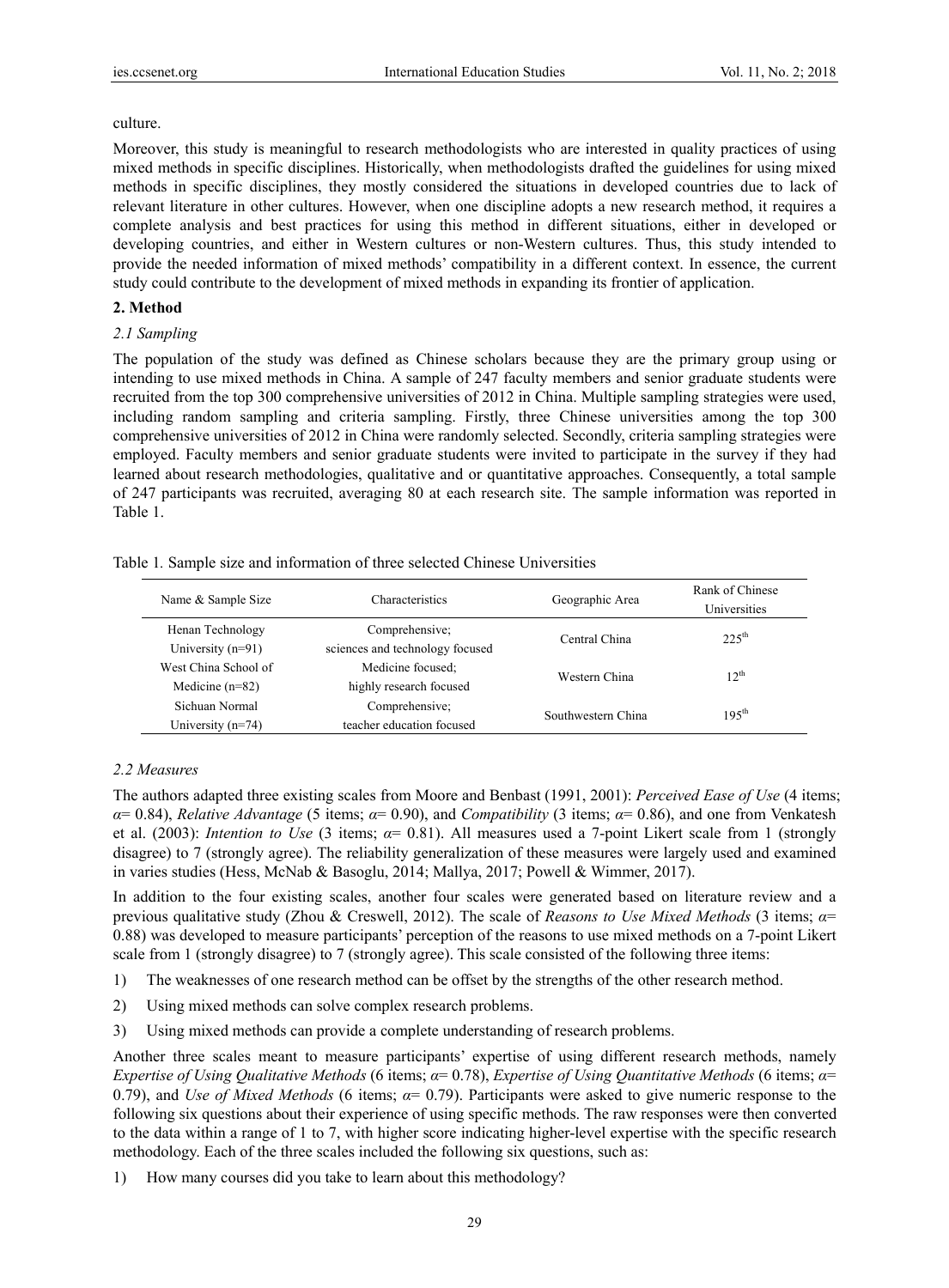culture.

Moreover, this study is meaningful to research methodologists who are interested in quality practices of using mixed methods in specific disciplines. Historically, when methodologists drafted the guidelines for using mixed methods in specific disciplines, they mostly considered the situations in developed countries due to lack of relevant literature in other cultures. However, when one discipline adopts a new research method, it requires a complete analysis and best practices for using this method in different situations, either in developed or developing countries, and either in Western cultures or non-Western cultures. Thus, this study intended to provide the needed information of mixed methods' compatibility in a different context. In essence, the current study could contribute to the development of mixed methods in expanding its frontier of application.

## 2. Method

### *2.1 Sampling*

The population of the study was defined as Chinese scholars because they are the primary group using or intending to use mixed methods in China. A sample of 247 faculty members and senior graduate students were recruited from the top 300 comprehensive universities of 2012 in China. Multiple sampling strategies were used, including random sampling and criteria sampling. Firstly, three Chinese universities among the top 300 comprehensive universities of 2012 in China were randomly selected. Secondly, criteria sampling strategies were employed. Faculty members and senior graduate students were invited to participate in the survey if they had learned about research methodologies, qualitative and or quantitative approaches. Consequently, a total sample of 247 participants was recruited, averaging 80 at each research site. The sample information was reported in Table 1.

Table 1. Sample size and information of three selected Chinese Universities

| Name & Sample Size | Characteristics | Geographic Area | Rank of Chinese Universities |
|---|---|---|---|
| Henan Technology University (n=91) | Comprehensive; sciences and technology focused | Central China | 225th |
| West China School of Medicine (n=82) | Medicine focused; highly research focused | Western China | 12th |
| Sichuan Normal University (n=74) | Comprehensive; teacher education focused | Southwestern China | 195th |

### *2.2 Measures*

The authors adapted three existing scales from Moore and Benbast (1991, 2001): *Perceived Ease of Use* (4 items; $\alpha$= 0.84), *Relative Advantage* (5 items; $\alpha$= 0.90), and *Compatibility* (3 items; $\alpha$= 0.86), and one from Venkatesh et al. (2003): *Intention to Use* (3 items; $\alpha$= 0.81). All measures used a 7-point Likert scale from 1 (strongly disagree) to 7 (strongly agree). The reliability generalization of these measures were largely used and examined in varies studies (Hess, McNab & Basoglu, 2014; Mallya, 2017; Powell & Wimmer, 2017).

In addition to the four existing scales, another four scales were generated based on literature review and a previous qualitative study (Zhou & Creswell, 2012). The scale of *Reasons to Use Mixed Methods* (3 items; $\alpha$= 0.88) was developed to measure participants' perception of the reasons to use mixed methods on a 7-point Likert scale from 1 (strongly disagree) to 7 (strongly agree). This scale consisted of the following three items:

1) The weaknesses of one research method can be offset by the strengths of the other research method.
2) Using mixed methods can solve complex research problems.
3) Using mixed methods can provide a complete understanding of research problems.

Another three scales meant to measure participants' expertise of using different research methods, namely *Expertise of Using Qualitative Methods* (6 items; $\alpha$= 0.78), *Expertise of Using Quantitative Methods* (6 items; $\alpha$= 0.79), and *Use of Mixed Methods* (6 items; $\alpha$= 0.79). Participants were asked to give numeric response to the following six questions about their experience of using specific methods. The raw responses were then converted to the data within a range of 1 to 7, with higher score indicating higher-level expertise with the specific research methodology. Each of the three scales included the following six questions, such as:

1) How many courses did you take to learn about this methodology?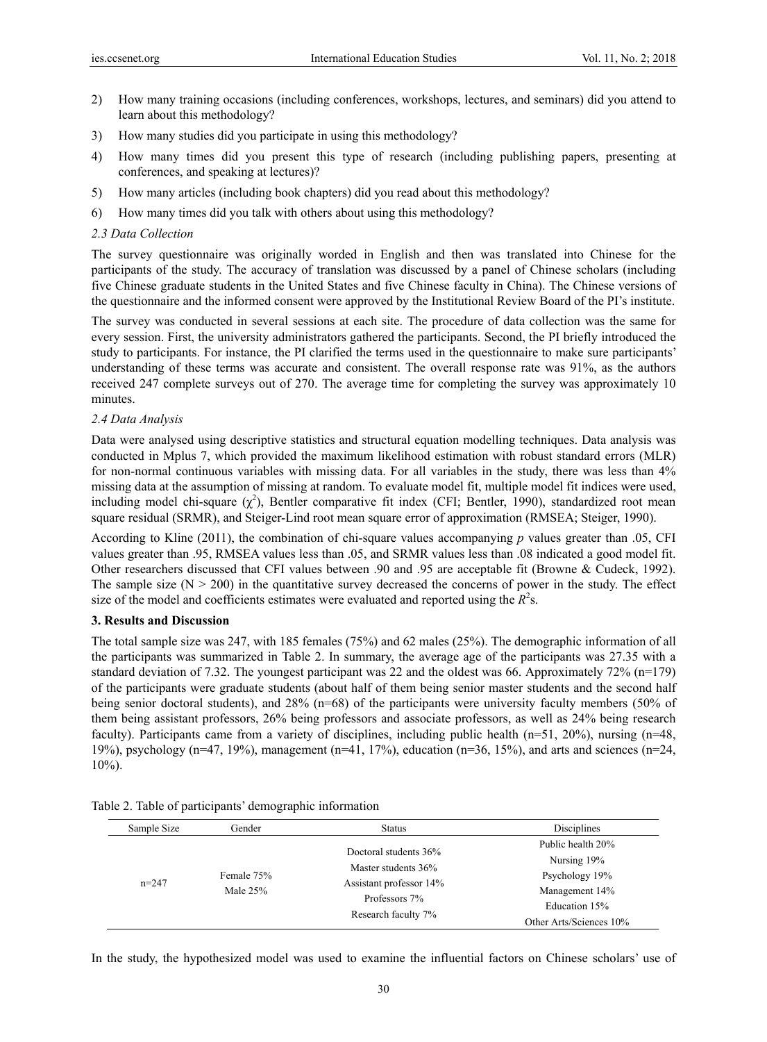2) How many training occasions (including conferences, workshops, lectures, and seminars) did you attend to learn about this methodology?
3) How many studies did you participate in using this methodology?
4) How many times did you present this type of research (including publishing papers, presenting at conferences, and speaking at lectures)?
5) How many articles (including book chapters) did you read about this methodology?
6) How many times did you talk with others about using this methodology?

### *2.3 Data Collection*

The survey questionnaire was originally worded in English and then was translated into Chinese for the participants of the study. The accuracy of translation was discussed by a panel of Chinese scholars (including five Chinese graduate students in the United States and five Chinese faculty in China). The Chinese versions of the questionnaire and the informed consent were approved by the Institutional Review Board of the PI's institute.

The survey was conducted in several sessions at each site. The procedure of data collection was the same for every session. First, the university administrators gathered the participants. Second, the PI briefly introduced the study to participants. For instance, the PI clarified the terms used in the questionnaire to make sure participants' understanding of these terms was accurate and consistent. The overall response rate was 91%, as the authors received 247 complete surveys out of 270. The average time for completing the survey was approximately 10 minutes.

### *2.4 Data Analysis*

Data were analysed using descriptive statistics and structural equation modelling techniques. Data analysis was conducted in Mplus 7, which provided the maximum likelihood estimation with robust standard errors (MLR) for non-normal continuous variables with missing data. For all variables in the study, there was less than 4% missing data at the assumption of missing at random. To evaluate model fit, multiple model fit indices were used, including model chi-square ($\chi^2$), Bentler comparative fit index (CFI; Bentler, 1990), standardized root mean square residual (SRMR), and Steiger-Lind root mean square error of approximation (RMSEA; Steiger, 1990).

According to Kline (2011), the combination of chi-square values accompanying $p$ values greater than .05, CFI values greater than .95, RMSEA values less than .05, and SRMR values less than .08 indicated a good model fit. Other researchers discussed that CFI values between .90 and .95 are acceptable fit (Browne & Cudeck, 1992). The sample size (N > 200) in the quantitative survey decreased the concerns of power in the study. The effect size of the model and coefficients estimates were evaluated and reported using the $R^2$s.

## 3. Results and Discussion

The total sample size was 247, with 185 females (75%) and 62 males (25%). The demographic information of all the participants was summarized in Table 2. In summary, the average age of the participants was 27.35 with a standard deviation of 7.32. The youngest participant was 22 and the oldest was 66. Approximately 72% (n=179) of the participants were graduate students (about half of them being senior master students and the second half being senior doctoral students), and 28% (n=68) of the participants were university faculty members (50% of them being assistant professors, 26% being professors and associate professors, as well as 24% being research faculty). Participants came from a variety of disciplines, including public health (n=51, 20%), nursing (n=48, 19%), psychology (n=47, 19%), management (n=41, 17%), education (n=36, 15%), and arts and sciences (n=24, 10%).

Table 2. Table of participants' demographic information

| Sample Size | Gender | Status | Disciplines |
|---|---|---|---|
| n=247 | Female 75%<br>Male 25% | Doctoral students 36%<br>Master students 36%<br>Assistant professor 14%<br>Professors 7%<br>Research faculty 7% | Public health 20%<br>Nursing 19%<br>Psychology 19%<br>Management 14%<br>Education 15%<br>Other Arts/Sciences 10% |

In the study, the hypothesized model was used to examine the influential factors on Chinese scholars' use of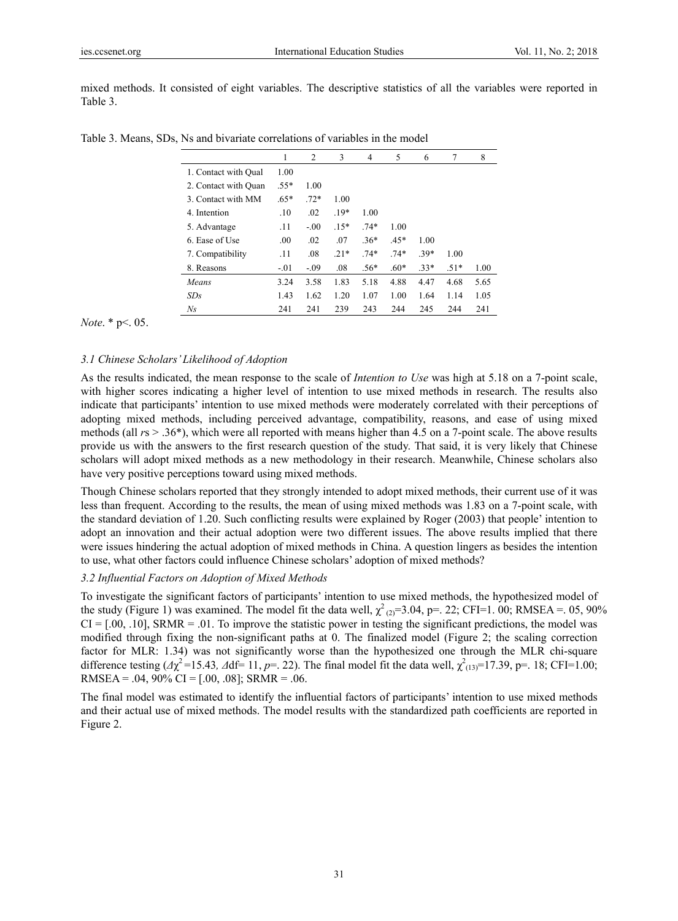mixed methods. It consisted of eight variables. The descriptive statistics of all the variables were reported in Table 3.

Table 3. Means, SDs, Ns and bivariate correlations of variables in the model

| | 1 | 2 | 3 | 4 | 5 | 6 | 7 | 8 |
|---|---|---|---|---|---|---|---|---|
| 1. Contact with Qual | 1.00 | | | | | | | |
| 2. Contact with Quan | .55* | 1.00 | | | | | | |
| 3. Contact with MM | .65* | .72* | 1.00 | | | | | |
| 4. Intention | .10 | .02 | .19* | 1.00 | | | | |
| 5. Advantage | .11 | -.00 | .15* | .74* | 1.00 | | | |
| 6. Ease of Use | .00 | .02 | .07 | .36* | .45* | 1.00 | | |
| 7. Compatibility | .11 | .08 | .21* | .74* | .74* | .39* | 1.00 | |
| 8. Reasons | -.01 | -.09 | .08 | .56* | .60* | .33* | .51* | 1.00 |
| *Means* | 3.24 | 3.58 | 1.83 | 5.18 | 4.88 | 4.47 | 4.68 | 5.65 |
| *SDs* | 1.43 | 1.62 | 1.20 | 1.07 | 1.00 | 1.64 | 1.14 | 1.05 |
| *Ns* | 241 | 241 | 239 | 243 | 244 | 245 | 244 | 241 |

*Note*. * p<. 05.

### 3.1 Chinese Scholars' Likelihood of Adoption

As the results indicated, the mean response to the scale of *Intention to Use* was high at 5.18 on a 7-point scale, with higher scores indicating a higher level of intention to use mixed methods in research. The results also indicate that participants' intention to use mixed methods were moderately correlated with their perceptions of adopting mixed methods, including perceived advantage, compatibility, reasons, and ease of using mixed methods (all *r*s > .36*), which were all reported with means higher than 4.5 on a 7-point scale. The above results provide us with the answers to the first research question of the study. That said, it is very likely that Chinese scholars will adopt mixed methods as a new methodology in their research. Meanwhile, Chinese scholars also have very positive perceptions toward using mixed methods.

Though Chinese scholars reported that they strongly intended to adopt mixed methods, their current use of it was less than frequent. According to the results, the mean of using mixed methods was 1.83 on a 7-point scale, with the standard deviation of 1.20. Such conflicting results were explained by Roger (2003) that people' intention to adopt an innovation and their actual adoption were two different issues. The above results implied that there were issues hindering the actual adoption of mixed methods in China. A question lingers as besides the intention to use, what other factors could influence Chinese scholars' adoption of mixed methods?

### 3.2 Influential Factors on Adoption of Mixed Methods

To investigate the significant factors of participants' intention to use mixed methods, the hypothesized model of the study (Figure 1) was examined. The model fit the data well, $\chi^2_{(2)}$=3.04, p=. 22; CFI=1. 00; RMSEA =. 05, 90% CI = [.00, .10], SRMR = .01. To improve the statistic power in testing the significant predictions, the model was modified through fixing the non-significant paths at 0. The finalized model (Figure 2; the scaling correction factor for MLR: 1.34) was not significantly worse than the hypothesized one through the MLR chi-square difference testing ($\Delta\chi^2$=15.43*,* $\Delta$df= 11, *p*=. 22). The final model fit the data well, $\chi^2_{(13)}$=17.39, p=. 18; CFI=1.00; RMSEA = .04, 90% CI = [.00, .08]; SRMR = .06.

The final model was estimated to identify the influential factors of participants' intention to use mixed methods and their actual use of mixed methods. The model results with the standardized path coefficients are reported in Figure 2.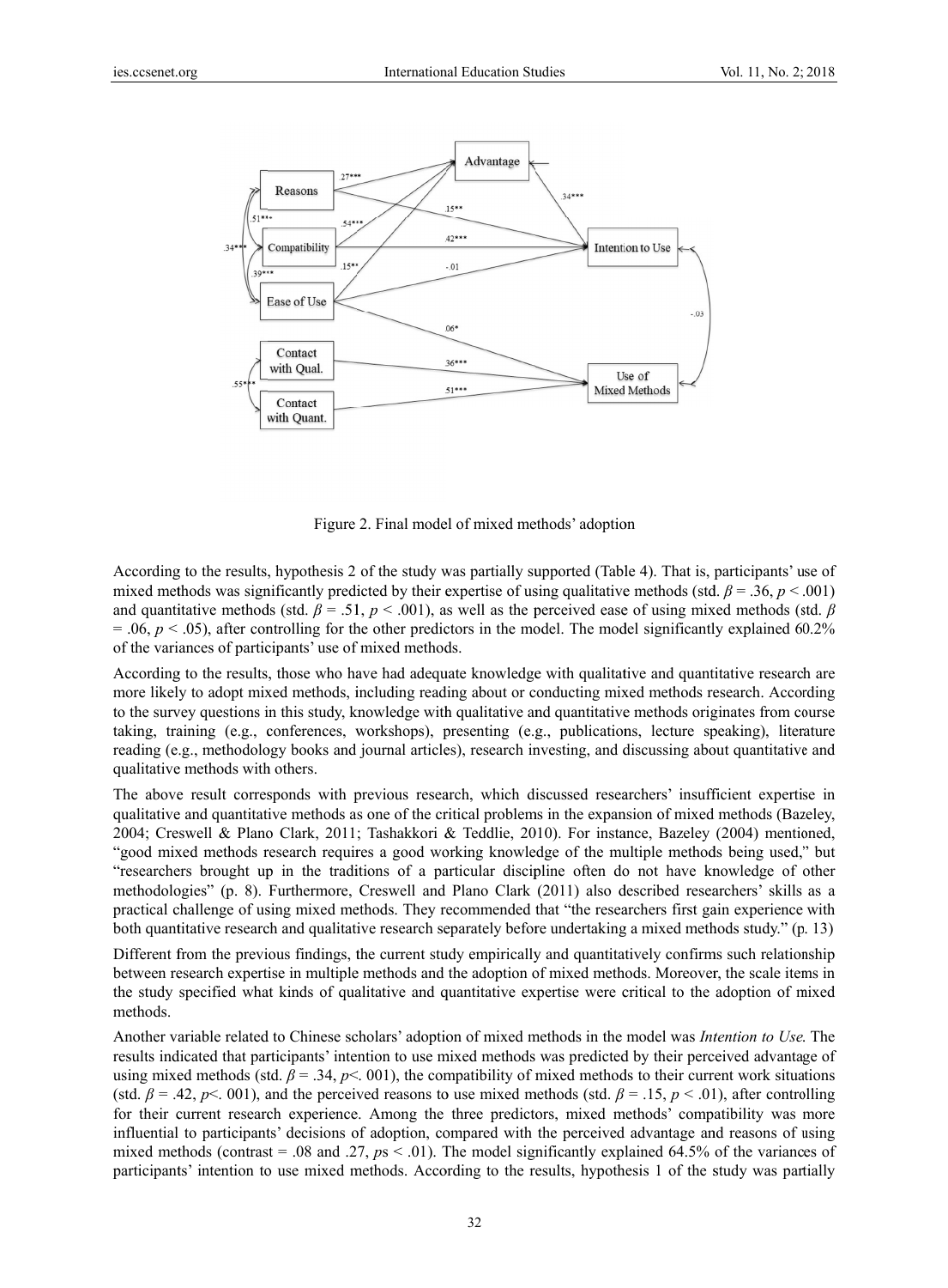Advantage

Reasons

Compatibility

Ease of Use

Intention to Use

Contact with Qual.

Contact with Quant.

Use of Mixed Methods

.27***

.51***

.54***

.15**

.34***

.42***

.34***

.15**

-.01

.39***

.06*

-.03

.36***

.51***

.55***

Figure 2. Final model of mixed methods' adoption

According to the results, hypothesis 2 of the study was partially supported (Table 4). That is, participants' use of mixed methods was significantly predicted by their expertise of using qualitative methods (std. $\beta = .36$, $p < .001$) and quantitative methods (std. $\beta = .51$, $p < .001$), as well as the perceived ease of using mixed methods (std. $\beta = .06$, $p < .05$), after controlling for the other predictors in the model. The model significantly explained 60.2% of the variances of participants' use of mixed methods.

According to the results, those who have had adequate knowledge with qualitative and quantitative research are more likely to adopt mixed methods, including reading about or conducting mixed methods research. According to the survey questions in this study, knowledge with qualitative and quantitative methods originates from course taking, training (e.g., conferences, workshops), presenting (e.g., publications, lecture speaking), literature reading (e.g., methodology books and journal articles), research investing, and discussing about quantitative and qualitative methods with others.

The above result corresponds with previous research, which discussed researchers' insufficient expertise in qualitative and quantitative methods as one of the critical problems in the expansion of mixed methods (Bazeley, 2004; Creswell & Plano Clark, 2011; Tashakkori & Teddlie, 2010). For instance, Bazeley (2004) mentioned, "good mixed methods research requires a good working knowledge of the multiple methods being used," but "researchers brought up in the traditions of a particular discipline often do not have knowledge of other methodologies" (p. 8). Furthermore, Creswell and Plano Clark (2011) also described researchers' skills as a practical challenge of using mixed methods. They recommended that "the researchers first gain experience with both quantitative research and qualitative research separately before undertaking a mixed methods study." (p. 13)

Different from the previous findings, the current study empirically and quantitatively confirms such relationship between research expertise in multiple methods and the adoption of mixed methods. Moreover, the scale items in the study specified what kinds of qualitative and quantitative expertise were critical to the adoption of mixed methods.

Another variable related to Chinese scholars' adoption of mixed methods in the model was *Intention to Use*. The results indicated that participants' intention to use mixed methods was predicted by their perceived advantage of using mixed methods (std. $\beta = .34$, $p <. 001$), the compatibility of mixed methods to their current work situations (std. $\beta = .42$, $p <. 001$), and the perceived reasons to use mixed methods (std. $\beta = .15$, $p < .01$), after controlling for their current research experience. Among the three predictors, mixed methods' compatibility was more influential to participants' decisions of adoption, compared with the perceived advantage and reasons of using mixed methods (contrast = .08 and .27, $ps < .01$). The model significantly explained 64.5% of the variances of participants' intention to use mixed methods. According to the results, hypothesis 1 of the study was partially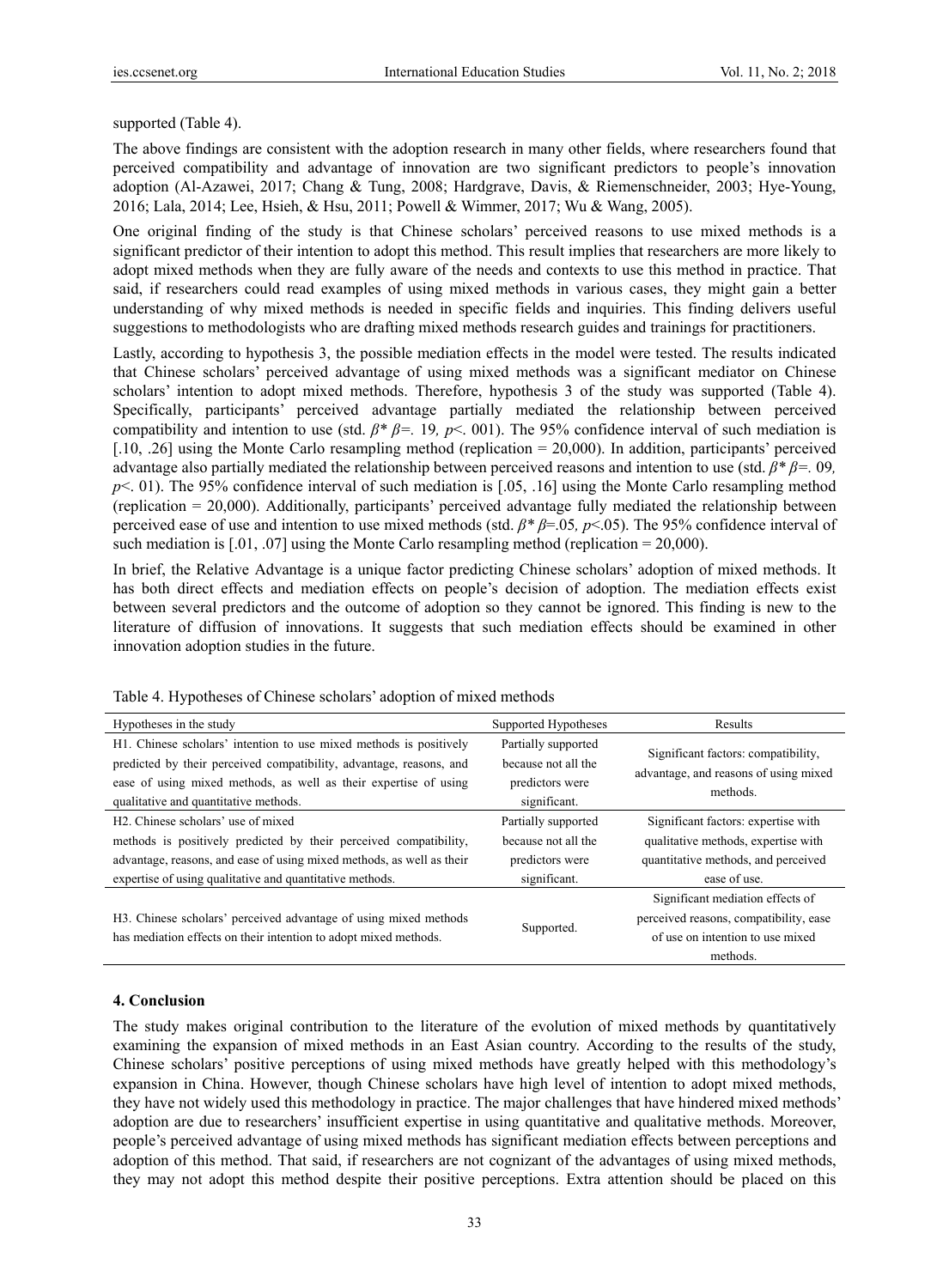supported (Table 4).

The above findings are consistent with the adoption research in many other fields, where researchers found that perceived compatibility and advantage of innovation are two significant predictors to people's innovation adoption (Al-Azawei, 2017; Chang & Tung, 2008; Hardgrave, Davis, & Riemenschneider, 2003; Hye-Young, 2016; Lala, 2014; Lee, Hsieh, & Hsu, 2011; Powell & Wimmer, 2017; Wu & Wang, 2005).

One original finding of the study is that Chinese scholars' perceived reasons to use mixed methods is a significant predictor of their intention to adopt this method. This result implies that researchers are more likely to adopt mixed methods when they are fully aware of the needs and contexts to use this method in practice. That said, if researchers could read examples of using mixed methods in various cases, they might gain a better understanding of why mixed methods is needed in specific fields and inquiries. This finding delivers useful suggestions to methodologists who are drafting mixed methods research guides and trainings for practitioners.

Lastly, according to hypothesis 3, the possible mediation effects in the model were tested. The results indicated that Chinese scholars' perceived advantage of using mixed methods was a significant mediator on Chinese scholars' intention to adopt mixed methods. Therefore, hypothesis 3 of the study was supported (Table 4). Specifically, participants' perceived advantage partially mediated the relationship between perceived compatibility and intention to use (std. $\beta^* \beta = .19$, $p < .001$). The 95% confidence interval of such mediation is [.10, .26] using the Monte Carlo resampling method (replication = 20,000). In addition, participants' perceived advantage also partially mediated the relationship between perceived reasons and intention to use (std. $\beta^* \beta = .09$, $p < .01$). The 95% confidence interval of such mediation is [.05, .16] using the Monte Carlo resampling method (replication = 20,000). Additionally, participants' perceived advantage fully mediated the relationship between perceived ease of use and intention to use mixed methods (std. $\beta^* \beta = .05$, $p < .05$). The 95% confidence interval of such mediation is [.01, .07] using the Monte Carlo resampling method (replication = 20,000).

In brief, the Relative Advantage is a unique factor predicting Chinese scholars' adoption of mixed methods. It has both direct effects and mediation effects on people's decision of adoption. The mediation effects exist between several predictors and the outcome of adoption so they cannot be ignored. This finding is new to the literature of diffusion of innovations. It suggests that such mediation effects should be examined in other innovation adoption studies in the future.

Table 4. Hypotheses of Chinese scholars' adoption of mixed methods

| Hypotheses in the study | Supported Hypotheses | Results |
|---|---|---|
| H1. Chinese scholars' intention to use mixed methods is positively predicted by their perceived compatibility, advantage, reasons, and ease of using mixed methods, as well as their expertise of using qualitative and quantitative methods. | Partially supported because not all the predictors were significant. | Significant factors: compatibility, advantage, and reasons of using mixed methods. |
| H2. Chinese scholars' use of mixed methods is positively predicted by their perceived compatibility, advantage, reasons, and ease of using mixed methods, as well as their expertise of using qualitative and quantitative methods. | Partially supported because not all the predictors were significant. | Significant factors: expertise with qualitative methods, expertise with quantitative methods, and perceived ease of use. |
| H3. Chinese scholars' perceived advantage of using mixed methods has mediation effects on their intention to adopt mixed methods. | Supported. | Significant mediation effects of perceived reasons, compatibility, ease of use on intention to use mixed methods. |

## 4. Conclusion

The study makes original contribution to the literature of the evolution of mixed methods by quantitatively examining the expansion of mixed methods in an East Asian country. According to the results of the study, Chinese scholars' positive perceptions of using mixed methods have greatly helped with this methodology's expansion in China. However, though Chinese scholars have high level of intention to adopt mixed methods, they have not widely used this methodology in practice. The major challenges that have hindered mixed methods' adoption are due to researchers' insufficient expertise in using quantitative and qualitative methods. Moreover, people's perceived advantage of using mixed methods has significant mediation effects between perceptions and adoption of this method. That said, if researchers are not cognizant of the advantages of using mixed methods, they may not adopt this method despite their positive perceptions. Extra attention should be placed on this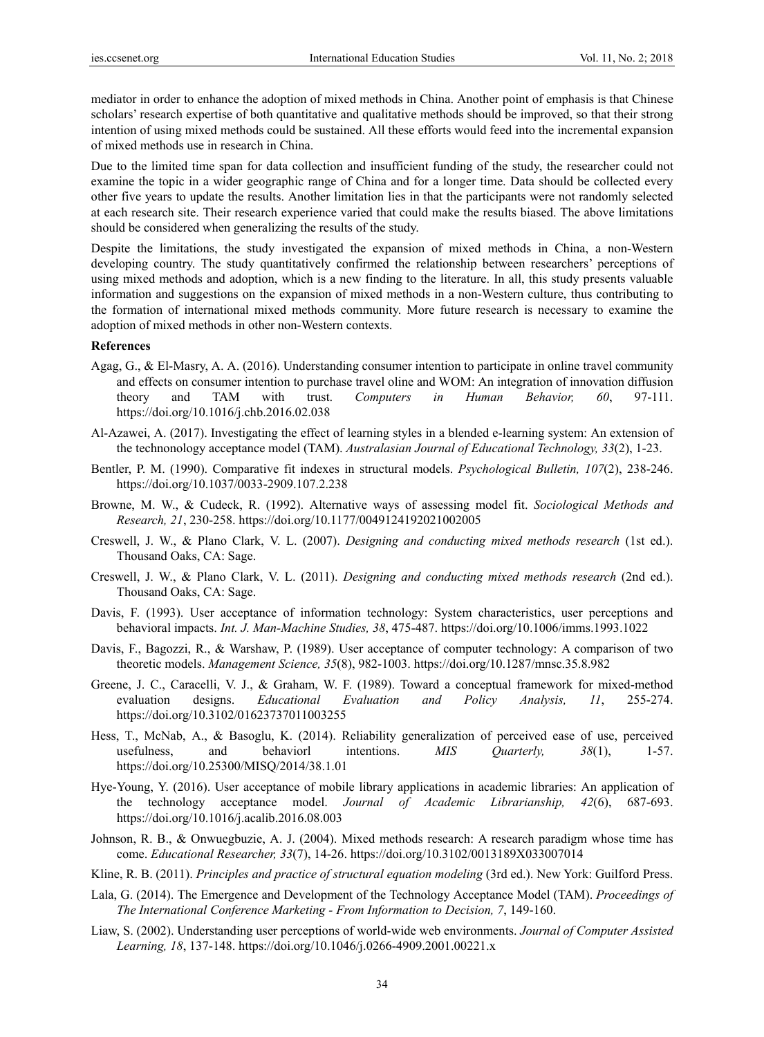mediator in order to enhance the adoption of mixed methods in China. Another point of emphasis is that Chinese scholars' research expertise of both quantitative and qualitative methods should be improved, so that their strong intention of using mixed methods could be sustained. All these efforts would feed into the incremental expansion of mixed methods use in research in China.

Due to the limited time span for data collection and insufficient funding of the study, the researcher could not examine the topic in a wider geographic range of China and for a longer time. Data should be collected every other five years to update the results. Another limitation lies in that the participants were not randomly selected at each research site. Their research experience varied that could make the results biased. The above limitations should be considered when generalizing the results of the study.

Despite the limitations, the study investigated the expansion of mixed methods in China, a non-Western developing country. The study quantitatively confirmed the relationship between researchers' perceptions of using mixed methods and adoption, which is a new finding to the literature. In all, this study presents valuable information and suggestions on the expansion of mixed methods in a non-Western culture, thus contributing to the formation of international mixed methods community. More future research is necessary to examine the adoption of mixed methods in other non-Western contexts.

**References**

Agag, G., & El-Masry, A. A. (2016). Understanding consumer intention to participate in online travel community and effects on consumer intention to purchase travel oline and WOM: An integration of innovation diffusion theory and TAM with trust. *Computers in Human Behavior, 60*, 97-111. https://doi.org/10.1016/j.chb.2016.02.038

Al-Azawei, A. (2017). Investigating the effect of learning styles in a blended e-learning system: An extension of the technonology acceptance model (TAM). *Australasian Journal of Educational Technology, 33*(2), 1-23.

Bentler, P. M. (1990). Comparative fit indexes in structural models. *Psychological Bulletin, 107*(2), 238-246. https://doi.org/10.1037/0033-2909.107.2.238

Browne, M. W., & Cudeck, R. (1992). Alternative ways of assessing model fit. *Sociological Methods and Research, 21*, 230-258. https://doi.org/10.1177/0049124192021002005

Creswell, J. W., & Plano Clark, V. L. (2007). *Designing and conducting mixed methods research* (1st ed.). Thousand Oaks, CA: Sage.

Creswell, J. W., & Plano Clark, V. L. (2011). *Designing and conducting mixed methods research* (2nd ed.). Thousand Oaks, CA: Sage.

Davis, F. (1993). User acceptance of information technology: System characteristics, user perceptions and behavioral impacts. *Int. J. Man-Machine Studies, 38*, 475-487. https://doi.org/10.1006/imms.1993.1022

Davis, F., Bagozzi, R., & Warshaw, P. (1989). User acceptance of computer technology: A comparison of two theoretic models. *Management Science, 35*(8), 982-1003. https://doi.org/10.1287/mnsc.35.8.982

Greene, J. C., Caracelli, V. J., & Graham, W. F. (1989). Toward a conceptual framework for mixed-method evaluation designs. *Educational Evaluation and Policy Analysis, 11*, 255-274. https://doi.org/10.3102/01623737011003255

Hess, T., McNab, A., & Basoglu, K. (2014). Reliability generalization of perceived ease of use, perceived usefulness, and behaviorl intentions. *MIS Quarterly, 38*(1), 1-57. https://doi.org/10.25300/MISQ/2014/38.1.01

Hye-Young, Y. (2016). User acceptance of mobile library applications in academic libraries: An application of the technology acceptance model. *Journal of Academic Librarianship, 42*(6), 687-693. https://doi.org/10.1016/j.acalib.2016.08.003

Johnson, R. B., & Onwuegbuzie, A. J. (2004). Mixed methods research: A research paradigm whose time has come. *Educational Researcher, 33*(7), 14-26. https://doi.org/10.3102/0013189X033007014

Kline, R. B. (2011). *Principles and practice of structural equation modeling* (3rd ed.). New York: Guilford Press.

Lala, G. (2014). The Emergence and Development of the Technology Acceptance Model (TAM). *Proceedings of The International Conference Marketing - From Information to Decision, 7*, 149-160.

Liaw, S. (2002). Understanding user perceptions of world-wide web environments. *Journal of Computer Assisted Learning, 18*, 137-148. https://doi.org/10.1046/j.0266-4909.2001.00221.x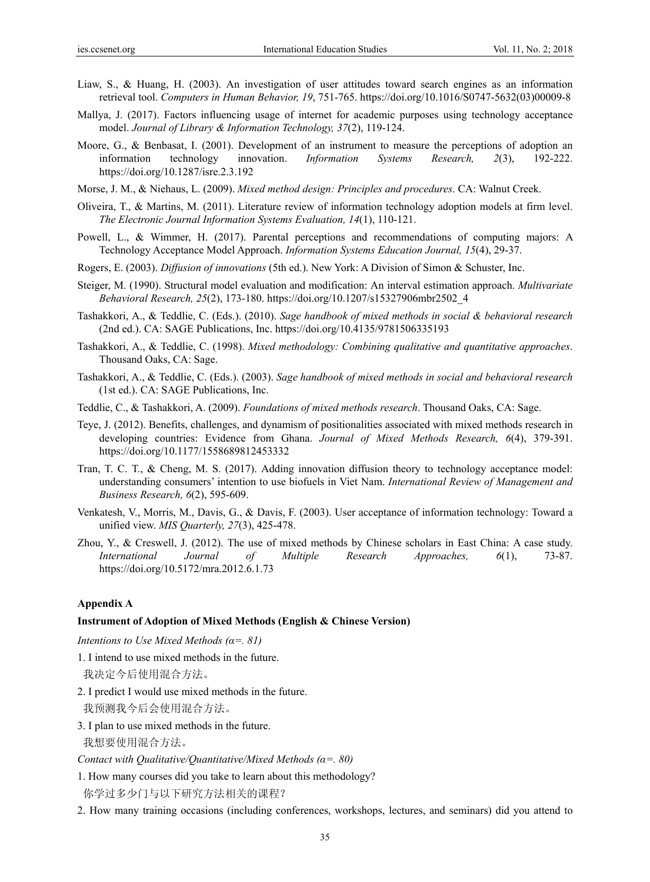Liaw, S., & Huang, H. (2003). An investigation of user attitudes toward search engines as an information retrieval tool. *Computers in Human Behavior, 19*, 751-765. https://doi.org/10.1016/S0747-5632(03)00009-8

Mallya, J. (2017). Factors influencing usage of internet for academic purposes using technology acceptance model. *Journal of Library & Information Technology, 37*(2), 119-124.

Moore, G., & Benbasat, I. (2001). Development of an instrument to measure the perceptions of adoption an information technology innovation. *Information Systems Research, 2*(3), 192-222. https://doi.org/10.1287/isre.2.3.192

Morse, J. M., & Niehaus, L. (2009). *Mixed method design: Principles and procedures*. CA: Walnut Creek.

Oliveira, T., & Martins, M. (2011). Literature review of information technology adoption models at firm level. *The Electronic Journal Information Systems Evaluation, 14*(1), 110-121.

Powell, L., & Wimmer, H. (2017). Parental perceptions and recommendations of computing majors: A Technology Acceptance Model Approach. *Information Systems Education Journal, 15*(4), 29-37.

Rogers, E. (2003). *Diffusion of innovations* (5th ed.). New York: A Division of Simon & Schuster, Inc.

Steiger, M. (1990). Structural model evaluation and modification: An interval estimation approach. *Multivariate Behavioral Research, 25*(2), 173-180. https://doi.org/10.1207/s15327906mbr2502_4

Tashakkori, A., & Teddlie, C. (Eds.). (2010). *Sage handbook of mixed methods in social & behavioral research* (2nd ed.). CA: SAGE Publications, Inc. https://doi.org/10.4135/9781506335193

Tashakkori, A., & Teddlie, C. (1998). *Mixed methodology: Combining qualitative and quantitative approaches*. Thousand Oaks, CA: Sage.

Tashakkori, A., & Teddlie, C. (Eds.). (2003). *Sage handbook of mixed methods in social and behavioral research* (1st ed.). CA: SAGE Publications, Inc.

Teddlie, C., & Tashakkori, A. (2009). *Foundations of mixed methods research*. Thousand Oaks, CA: Sage.

Teye, J. (2012). Benefits, challenges, and dynamism of positionalities associated with mixed methods research in developing countries: Evidence from Ghana. *Journal of Mixed Methods Research, 6*(4), 379-391. https://doi.org/10.1177/1558689812453332

Tran, T. C. T., & Cheng, M. S. (2017). Adding innovation diffusion theory to technology acceptance model: understanding consumers' intention to use biofuels in Viet Nam. *International Review of Management and Business Research, 6*(2), 595-609.

Venkatesh, V., Morris, M., Davis, G., & Davis, F. (2003). User acceptance of information technology: Toward a unified view. *MIS Quarterly, 27*(3), 425-478.

Zhou, Y., & Creswell, J. (2012). The use of mixed methods by Chinese scholars in East China: A case study. *International Journal of Multiple Research Approaches, 6*(1), 73-87. https://doi.org/10.5172/mra.2012.6.1.73

## Appendix A

### Instrument of Adoption of Mixed Methods (English & Chinese Version)

*Intentions to Use Mixed Methods (α=. 81)*

1. I intend to use mixed methods in the future.
我决定今后使用混合方法。

2. I predict I would use mixed methods in the future.
我预测我今后会使用混合方法。

3. I plan to use mixed methods in the future.
我想要使用混合方法。

*Contact with Qualitative/Quantitative/Mixed Methods (α=. 80)*

1. How many courses did you take to learn about this methodology?
你学过多少门与以下研究方法相关的课程？

2. How many training occasions (including conferences, workshops, lectures, and seminars) did you attend to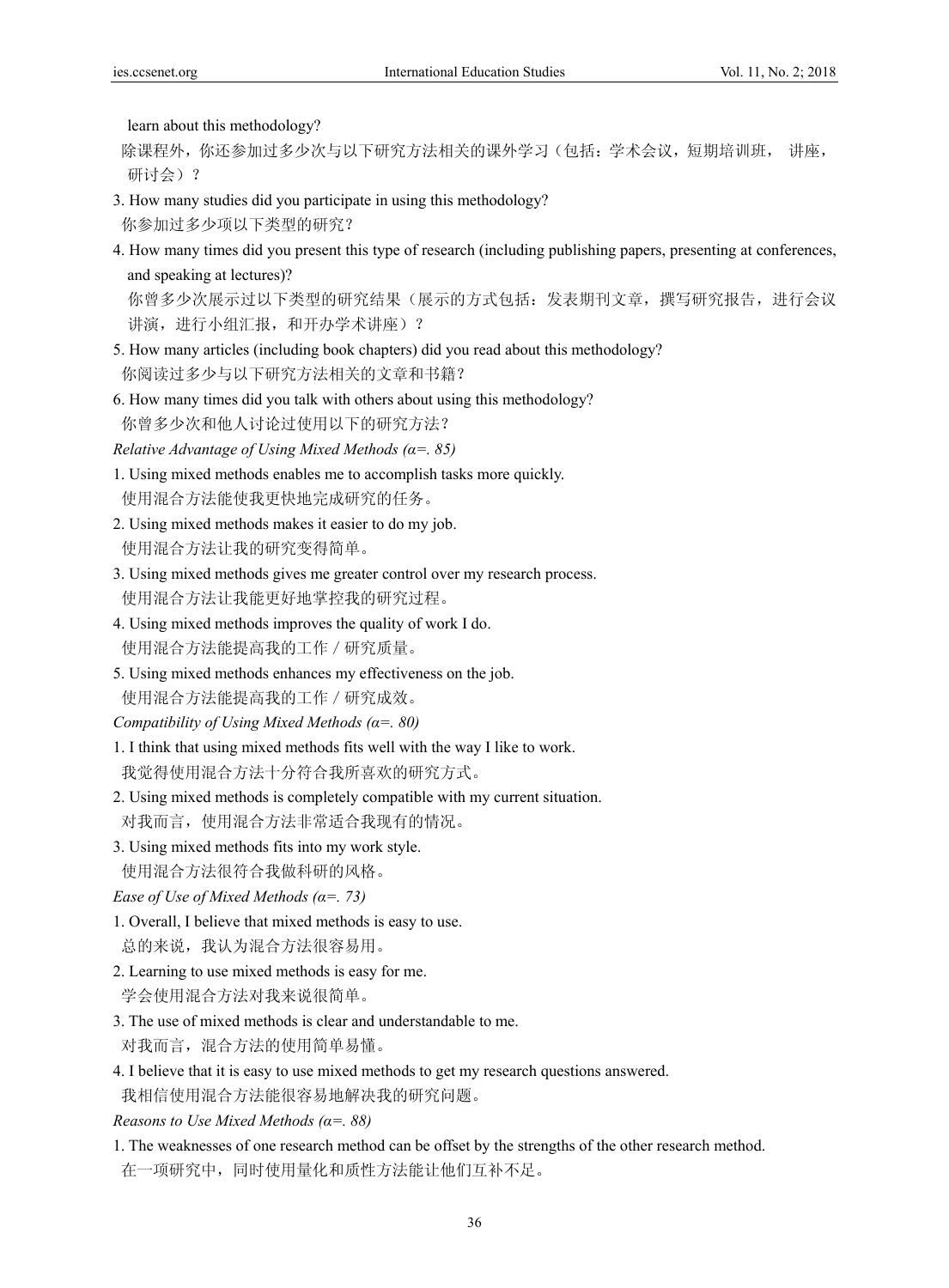learn about this methodology?

除课程外，你还参加过多少次与以下研究方法相关的课外学习（包括：学术会议，短期培训班， 讲座，研讨会）？

3. How many studies did you participate in using this methodology?

   你参加过多少项以下类型的研究？

4. How many times did you present this type of research (including publishing papers, presenting at conferences, and speaking at lectures)?

   你曾多少次展示过以下类型的研究结果（展示的方式包括：发表期刊文章，撰写研究报告，进行会议讲演，进行小组汇报，和开办学术讲座）？

5. How many articles (including book chapters) did you read about this methodology?

   你阅读过多少与以下研究方法相关的文章和书籍？

6. How many times did you talk with others about using this methodology?

   你曾多少次和他人讨论过使用以下的研究方法？

*Relative Advantage of Using Mixed Methods (α=. 85)*

1. Using mixed methods enables me to accomplish tasks more quickly.

   使用混合方法能使我更快地完成研究的任务。

2. Using mixed methods makes it easier to do my job.

   使用混合方法让我的研究变得简单。

3. Using mixed methods gives me greater control over my research process.

   使用混合方法让我能更好地掌控我的研究过程。

4. Using mixed methods improves the quality of work I do.

   使用混合方法能提高我的工作 / 研究质量。

5. Using mixed methods enhances my effectiveness on the job.

   使用混合方法能提高我的工作 / 研究成效。

*Compatibility of Using Mixed Methods (α=. 80)*

1. I think that using mixed methods fits well with the way I like to work.

   我觉得使用混合方法十分符合我所喜欢的研究方式。

2. Using mixed methods is completely compatible with my current situation.

   对我而言，使用混合方法非常适合我现有的情况。

3. Using mixed methods fits into my work style.

   使用混合方法很符合我做科研的风格。

*Ease of Use of Mixed Methods (α=. 73)*

1. Overall, I believe that mixed methods is easy to use.

   总的来说，我认为混合方法很容易用。

2. Learning to use mixed methods is easy for me.

   学会使用混合方法对我来说很简单。

3. The use of mixed methods is clear and understandable to me.

   对我而言，混合方法的使用简单易懂。

4. I believe that it is easy to use mixed methods to get my research questions answered.

   我相信使用混合方法能很容易地解决我的研究问题。

*Reasons to Use Mixed Methods (α=. 88)*

1. The weaknesses of one research method can be offset by the strengths of the other research method.

   在一项研究中，同时使用量化和质性方法能让他们互补不足。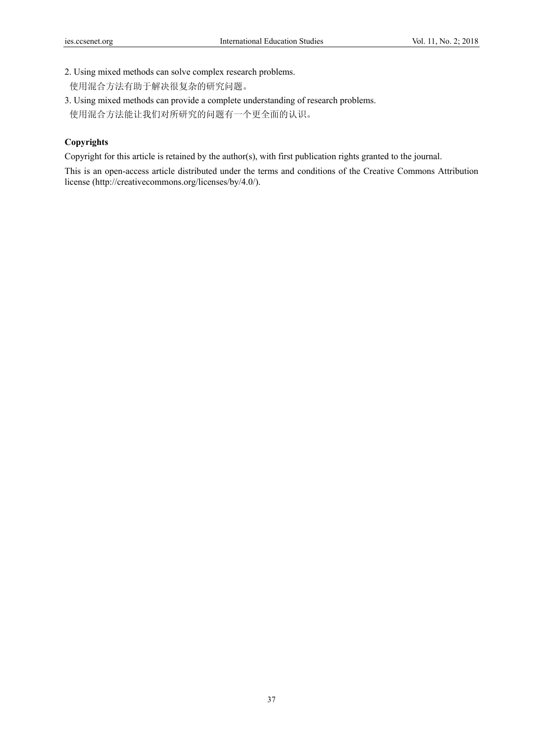2. Using mixed methods can solve complex research problems.

 使用混合方法有助于解决很复杂的研究问题。

3. Using mixed methods can provide a complete understanding of research problems.

 使用混合方法能让我们对所研究的问题有一个更全面的认识。

**Copyrights**

Copyright for this article is retained by the author(s), with first publication rights granted to the journal.

This is an open-access article distributed under the terms and conditions of the Creative Commons Attribution license (http://creativecommons.org/licenses/by/4.0/).